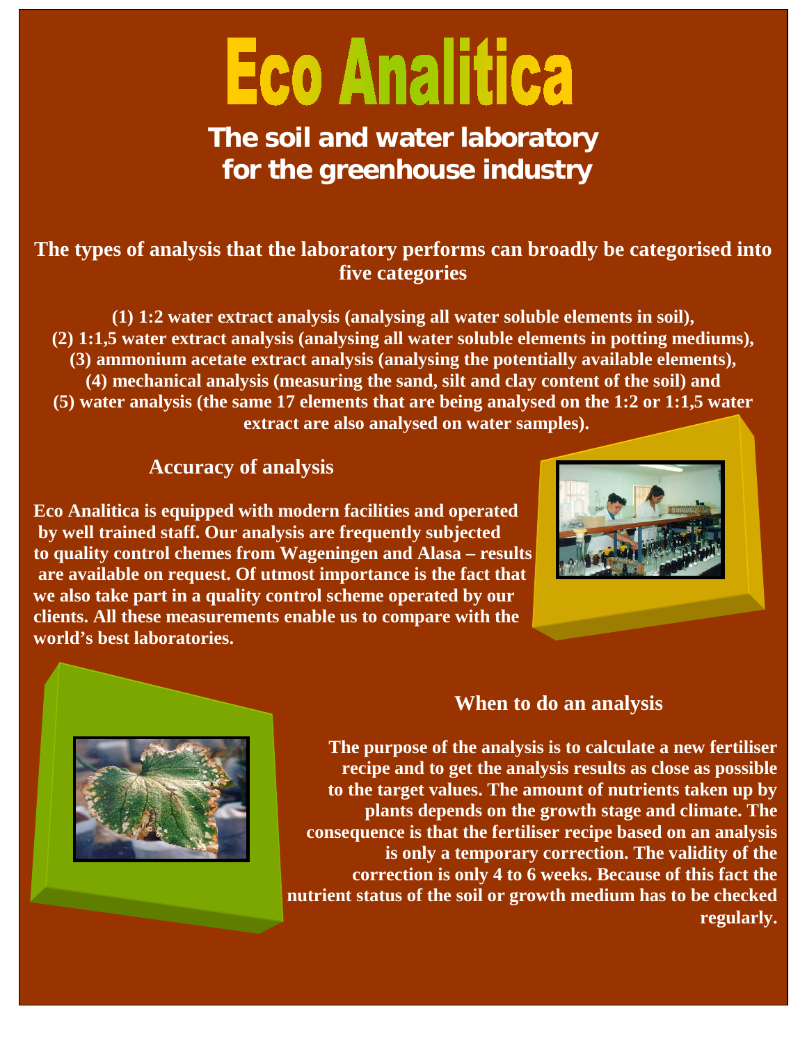# Eco Analitica

## The soil and water laboratory for the greenhouse industry

**The types of analysis that the laboratory performs can broadly be categorised into five categories**

**(1) 1:2 water extract analysis (analysing all water soluble elements in soil),**
**(2) 1:1,5 water extract analysis (analysing all water soluble elements in potting mediums),**
**(3) ammonium acetate extract analysis (analysing the potentially available elements),**
**(4) mechanical analysis (measuring the sand, silt and clay content of the soil) and**
**(5) water analysis (the same 17 elements that are being analysed on the 1:2 or 1:1,5 water extract are also analysed on water samples).**

### Accuracy of analysis

**Eco Analitica is equipped with modern facilities and operated by well trained staff. Our analysis are frequently subjected to quality control chemes from Wageningen and Alasa – results are available on request. Of utmost importance is the fact that we also take part in a quality control scheme operated by our clients. All these measurements enable us to compare with the world's best laboratories.**

### When to do an analysis

**The purpose of the analysis is to calculate a new fertiliser recipe and to get the analysis results as close as possible to the target values. The amount of nutrients taken up by plants depends on the growth stage and climate. The consequence is that the fertiliser recipe based on an analysis is only a temporary correction. The validity of the correction is only 4 to 6 weeks. Because of this fact the nutrient status of the soil or growth medium has to be checked regularly.**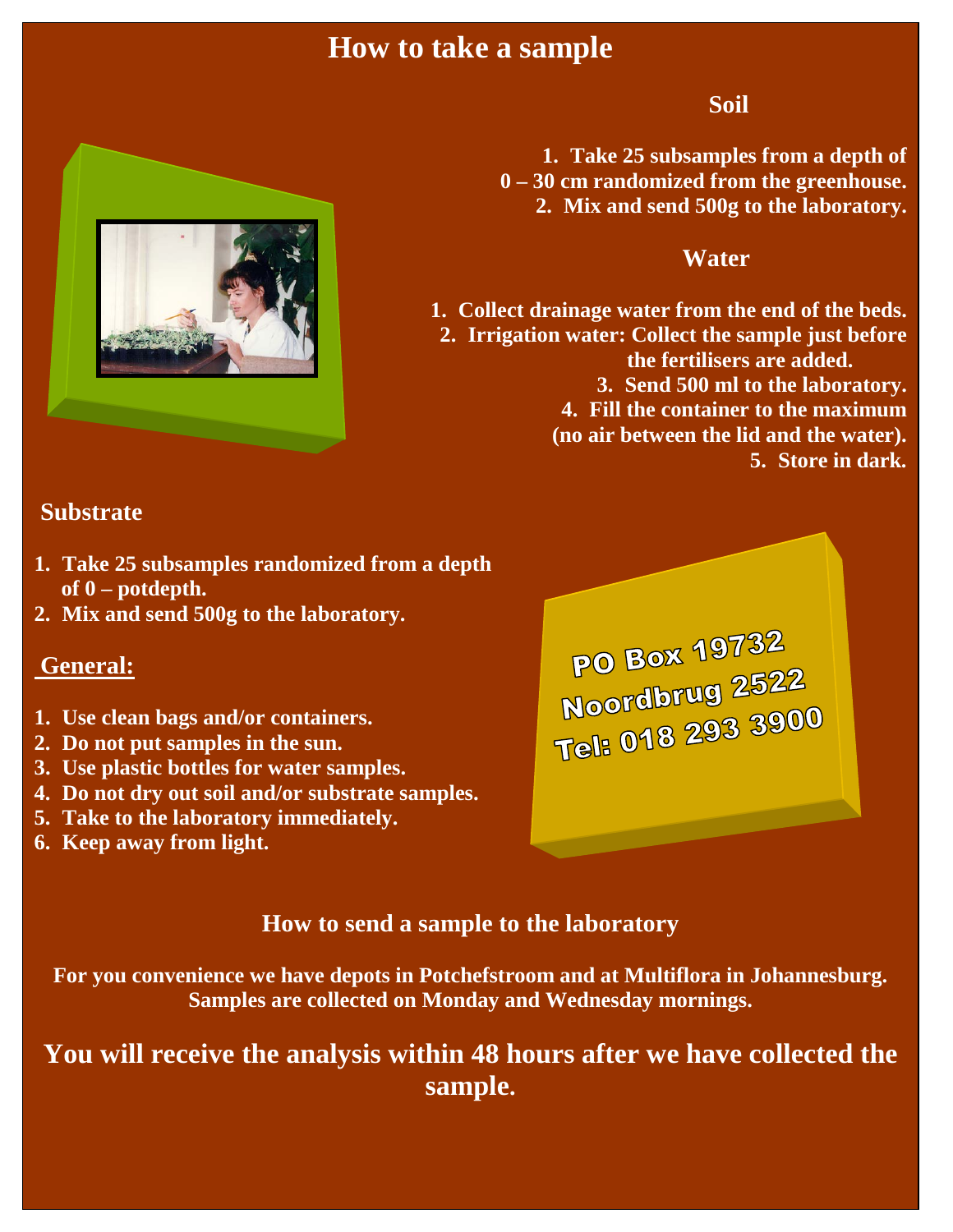# How to take a sample

## Soil

1. Take 25 subsamples from a depth of 0 – 30 cm randomized from the greenhouse.
2. Mix and send 500g to the laboratory.

## Water

1. Collect drainage water from the end of the beds.
2. Irrigation water: Collect the sample just before the fertilisers are added.
3. Send 500 ml to the laboratory.
4. Fill the container to the maximum (no air between the lid and the water).
5. Store in dark.

## Substrate

1. Take 25 subsamples randomized from a depth of 0 – potdepth.
2. Mix and send 500g to the laboratory.

## General:

1. Use clean bags and/or containers.
2. Do not put samples in the sun.
3. Use plastic bottles for water samples.
4. Do not dry out soil and/or substrate samples.
5. Take to the laboratory immediately.
6. Keep away from light.

PO Box 19732
Noordbrug 2522
Tel: 018 293 3900

## How to send a sample to the laboratory

For you convenience we have depots in Potchefstroom and at Multiflora in Johannesburg. Samples are collected on Monday and Wednesday mornings.

**You will receive the analysis within 48 hours after we have collected the sample.**